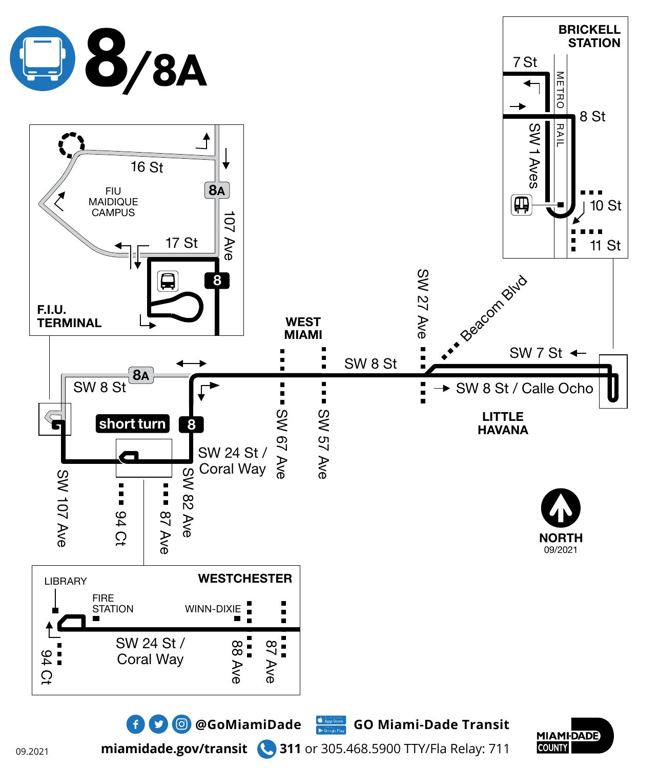# 8/8A

**BRICKELL STATION**

7 St

8 St

SW 1 Aves

METRO RAIL

10 St

11 St

16 St

FIU MAIDIQUE CAMPUS

8A

107 Ave

17 St

8

**F.I.U. TERMINAL**

**WEST MIAMI**

SW 8 St

SW 27 Ave

Beacom Blvd

SW 7 St

SW 8 St / Calle Ocho

**LITTLE HAVANA**

SW 8 St

8A

short turn

8

SW 24 St / Coral Way

SW 67 Ave

SW 57 Ave

SW 107 Ave

94 Ct

87 Ave

SW 82 Ave

**NORTH**

09/2021

LIBRARY

FIRE STATION

**WESTCHESTER**

WINN-DIXIE

SW 24 St / Coral Way

94 Ct

88 Ave

87 Ave

@GoMiamiDade

GO Miami-Dade Transit

miamidade.gov/transit

**311** or 305.468.5900 TTY/Fla Relay: 711

MIAMI-DADE COUNTY

09.2021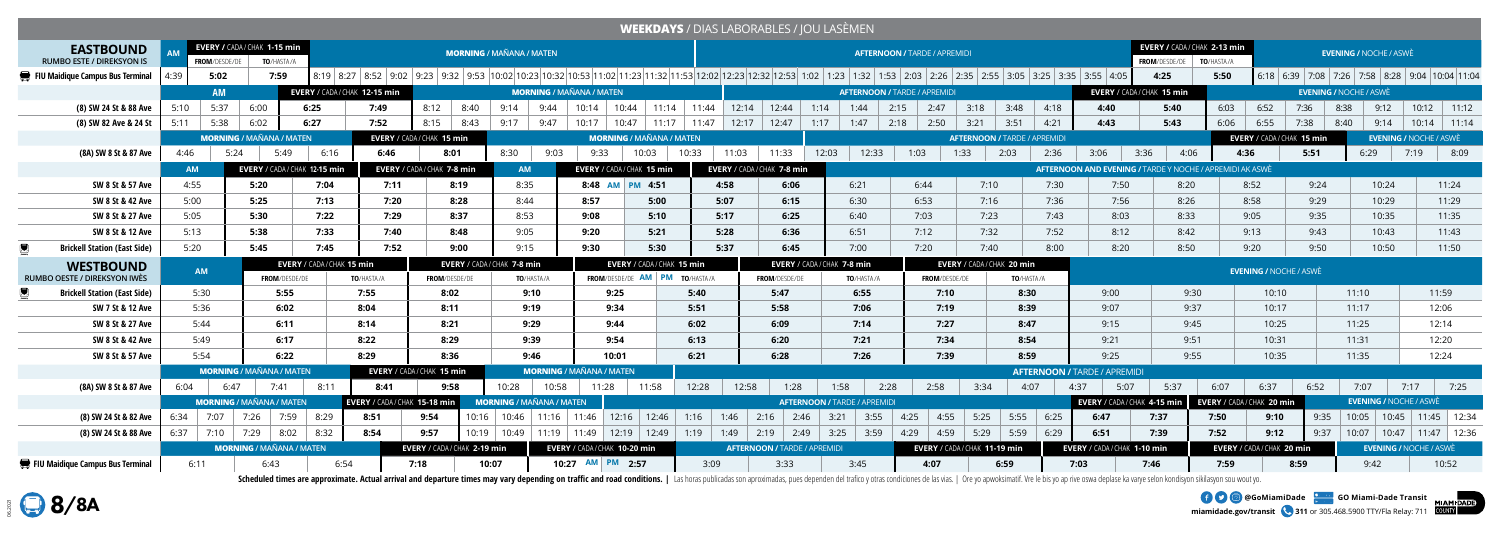# WEEKDAYS / DIAS LABORABLES / JOU LASÈMEN

## EASTBOUND / RUMBO ESTE / DIREKSYON IS

| Stop | AM | EVERY / CADA / CHAK 1-15 min FROM/DESDE/DE | TO/HASTA/A | MORNING / MAÑANA / MATEN | | | | | | | | | | | | | | | AFTERNOON / TARDE / APREMIDI | | | | | | | | | | | | | | | | EVERY / CADA / CHAK 2-13 min FROM/DESDE/DE | TO/HASTA/A | EVENING / NOCHE / ASWÈ | | | | | | | |
|---|---|---|---|---|---|---|---|---|---|---|---|---|---|---|---|---|---|---|---|---|---|---|---|---|---|---|---|---|---|---|---|---|---|---|---|---|---|---|---|---|---|---|---|
| FIU Maidique Campus Bus Terminal | 4:39 | 5:02 | 7:59 | 8:19 | 8:27 | 8:52 | 9:02 | 9:23 | 9:32 | 9:53 | 10:02 | 10:23 | 10:32 | 10:53 | 11:02 | 11:23 | 11:32 | 11:53 | 12:02 | 12:23 | 12:32 | 12:53 | 1:02 | 1:23 | 1:32 | 1:53 | 2:03 | 2:26 | 2:35 | 2:55 | 3:05 | 3:25 | 3:35 | 3:55 | 4:05 | 4:25 | 5:50 | 6:18 | 6:39 | 7:08 | 7:26 | 7:58 | 8:28 | 9:04 | 10:04 | 11:04 |

| Stop | AM | | | EVERY / CADA / CHAK 12-15 min | | MORNING / MAÑANA / MATEN | | | | | | | | AFTERNOON / TARDE / APREMIDI | | | | | | | | | | EVERY / CADA / CHAK 15 min | | EVENING / NOCHE / ASWÈ | | | | | | |
|---|---|---|---|---|---|---|---|---|---|---|---|---|---|---|---|---|---|---|---|---|---|---|---|---|---|---|---|---|---|---|---|---|
| (8) SW 24 St & 88 Ave | 5:10 | 5:37 | 6:00 | 6:25 | 7:49 | 8:12 | 8:40 | 9:14 | 9:44 | 10:14 | 10:44 | 11:14 | 11:44 | 12:14 | 12:44 | 1:14 | 1:44 | 2:15 | 2:47 | 3:18 | 3:48 | 4:18 | 4:40 | 5:40 | 6:03 | 6:52 | 7:36 | 8:38 | 9:12 | 10:12 | 11:12 |
| (8) SW 82 Ave & 24 St | 5:11 | 5:38 | 6:02 | 6:27 | 7:52 | 8:15 | 8:43 | 9:17 | 9:47 | 10:17 | 10:47 | 11:17 | 11:47 | 12:17 | 12:47 | 1:17 | 1:47 | 2:18 | 2:50 | 3:21 | 3:51 | 4:21 | 4:43 | 5:43 | 6:06 | 6:55 | 7:38 | 8:40 | 9:14 | 10:14 | 11:14 |

| Stop | MORNING / MAÑANA / MATEN | | | | EVERY / CADA / CHAK 15 min | | | | MORNING / MAÑANA / MATEN | | | | | | | | AFTERNOON / TARDE / APREMIDI | | | | | | EVERY / CADA / CHAK 15 min | | EVENING / NOCHE / ASWÈ | | |
|---|---|---|---|---|---|---|---|---|---|---|---|---|---|---|---|---|---|---|---|---|---|---|---|---|---|---|---|
| (8A) SW 8 St & 87 Ave | 4:46 | 5:24 | 5:49 | 6:16 | 6:46 | 8:01 | 8:30 | 9:03 | 9:33 | 10:03 | 10:33 | 11:03 | 11:33 | 12:03 | 12:33 | 1:03 | 1:33 | 2:03 | 2:36 | 3:06 | 3:36 | 4:06 | 4:36 | 5:51 | 6:29 | 7:19 | 8:09 |

| Stop | AM | EVERY / CADA / CHAK 12-15 min | | EVERY / CADA / CHAK 7-8 min | | AM | EVERY / CADA / CHAK 15 min | | EVERY / CADA / CHAK 7-8 min | | AFTERNOON AND EVENING / TARDE Y NOCHE / APREMIDI AK ASWÈ | | | | | | | | | | | |
|---|---|---|---|---|---|---|---|---|---|---|---|---|---|---|---|---|---|---|---|---|---|---|
| SW 8 St & 57 Ave | 4:55 | 5:20 | 7:04 | 7:11 | 8:19 | 8:35 | 8:48 AM | PM 4:51 | 4:58 | 6:06 | 6:21 | 6:44 | 7:10 | 7:30 | 7:50 | 8:20 | 8:52 | 9:24 | 10:24 | 11:24 |
| SW 8 St & 42 Ave | 5:00 | 5:25 | 7:13 | 7:20 | 8:28 | 8:44 | 8:57 | 5:00 | 5:07 | 6:15 | 6:30 | 6:53 | 7:16 | 7:36 | 7:56 | 8:26 | 8:58 | 9:29 | 10:29 | 11:29 |
| SW 8 St & 27 Ave | 5:05 | 5:30 | 7:22 | 7:29 | 8:37 | 8:53 | 9:08 | 5:10 | 5:17 | 6:25 | 6:40 | 7:03 | 7:23 | 7:43 | 8:03 | 8:33 | 9:05 | 9:35 | 10:35 | 11:35 |
| SW 8 St & 12 Ave | 5:13 | 5:38 | 7:33 | 7:40 | 8:48 | 9:05 | 9:20 | 5:21 | 5:28 | 6:36 | 6:51 | 7:12 | 7:32 | 7:52 | 8:12 | 8:42 | 9:13 | 9:43 | 10:43 | 11:43 |
| Brickell Station (East Side) | 5:20 | 5:45 | 7:45 | 7:52 | 9:00 | 9:15 | 9:30 | 5:30 | 5:37 | 6:45 | 7:00 | 7:20 | 7:40 | 8:00 | 8:20 | 8:50 | 9:20 | 9:50 | 10:50 | 11:50 |

## WESTBOUND / RUMBO OESTE / DIREKSYON IWÈS

| Stop | AM | EVERY / CADA / CHAK 15 min FROM/DESDE/DE | TO/HASTA/A | EVERY / CADA / CHAK 7-8 min FROM/DESDE/DE | TO/HASTA/A | EVERY / CADA / CHAK 15 min FROM/DESDE/DE AM | PM TO/HASTA/A | EVERY / CADA / CHAK 7-8 min FROM/DESDE/DE | TO/HASTA/A | EVERY / CADA / CHAK 20 min FROM/DESDE/DE | TO/HASTA/A | EVENING / NOCHE / ASWÈ | | | | |
|---|---|---|---|---|---|---|---|---|---|---|---|---|---|---|---|---|
| Brickell Station (East Side) | 5:30 | 5:55 | 7:55 | 8:02 | 9:10 | 9:25 | 5:40 | 5:47 | 6:55 | 7:10 | 8:30 | 9:00 | 9:30 | 10:10 | 11:10 | 11:59 |
| SW 7 St & 12 Ave | 5:36 | 6:02 | 8:04 | 8:11 | 9:19 | 9:34 | 5:51 | 5:58 | 7:06 | 7:19 | 8:39 | 9:07 | 9:37 | 10:17 | 11:17 | 12:06 |
| SW 8 St & 27 Ave | 5:44 | 6:11 | 8:14 | 8:21 | 9:29 | 9:44 | 6:02 | 6:09 | 7:14 | 7:27 | 8:47 | 9:15 | 9:45 | 10:25 | 11:25 | 12:14 |
| SW 8 St & 42 Ave | 5:49 | 6:17 | 8:22 | 8:29 | 9:39 | 9:54 | 6:13 | 6:20 | 7:21 | 7:34 | 8:54 | 9:21 | 9:51 | 10:31 | 11:31 | 12:20 |
| SW 8 St & 57 Ave | 5:54 | 6:22 | 8:29 | 8:36 | 9:46 | 10:01 | 6:21 | 6:28 | 7:26 | 7:39 | 8:59 | 9:25 | 9:55 | 10:35 | 11:35 | 12:24 |

| Stop | MORNING / MAÑANA / MATEN | | | | EVERY / CADA / CHAK 15 min | | MORNING / MAÑANA / MATEN | | | | AFTERNOON / TARDE / APREMIDI | | | | | | | | | | | | | | | | |
|---|---|---|---|---|---|---|---|---|---|---|---|---|---|---|---|---|---|---|---|---|---|---|---|---|---|---|---|
| (8A) SW 8 St & 87 Ave | 6:04 | 6:47 | 7:41 | 8:11 | 8:41 | 9:58 | 10:28 | 10:58 | 11:28 | 11:58 | 12:28 | 12:58 | 1:28 | 1:58 | 2:28 | 2:58 | 3:34 | 4:07 | 4:37 | 5:07 | 5:37 | 6:07 | 6:37 | 6:52 | 7:07 | 7:17 | 7:25 |

| Stop | MORNING / MAÑANA / MATEN | | | | | EVERY / CADA / CHAK 15-18 min | | MORNING / MAÑANA / MATEN | | | | | | AFTERNOON / TARDE / APREMIDI | | | | | | | | | | | EVERY / CADA / CHAK 4-15 min | | EVERY / CADA / CHAK 20 min | | EVENING / NOCHE / ASWÈ | | | | |
|---|---|---|---|---|---|---|---|---|---|---|---|---|---|---|---|---|---|---|---|---|---|---|---|---|---|---|---|---|---|---|---|---|---|
| (8) SW 24 St & 82 Ave | 6:34 | 7:07 | 7:26 | 7:59 | 8:29 | 8:51 | 9:54 | 10:16 | 10:46 | 11:16 | 11:46 | 12:16 | 12:46 | 1:16 | 1:46 | 2:16 | 2:46 | 3:21 | 3:55 | 4:25 | 4:55 | 5:25 | 5:55 | 6:25 | 6:47 | 7:37 | 7:50 | 9:10 | 9:35 | 10:05 | 10:45 | 11:45 | 12:34 |
| (8) SW 24 St & 88 Ave | 6:37 | 7:10 | 7:29 | 8:02 | 8:32 | 8:54 | 9:57 | 10:19 | 10:49 | 11:19 | 11:49 | 12:19 | 12:49 | 1:19 | 1:49 | 2:19 | 2:49 | 3:25 | 3:59 | 4:29 | 4:59 | 5:29 | 5:59 | 6:29 | 6:51 | 7:39 | 7:52 | 9:12 | 9:37 | 10:07 | 10:47 | 11:47 | 12:36 |

| Stop | MORNING / MAÑANA / MATEN | | | EVERY / CADA / CHAK 2-19 min | | EVERY / CADA / CHAK 10-20 min | | AFTERNOON / TARDE / APREMIDI | | | EVERY / CADA / CHAK 11-19 min | | EVERY / CADA / CHAK 1-10 min | | EVERY / CADA / CHAK 20 min | | EVENING / NOCHE / ASWÈ | |
|---|---|---|---|---|---|---|---|---|---|---|---|---|---|---|---|---|---|---|
| FIU Maidique Campus Bus Terminal | 6:11 | 6:43 | 6:54 | 7:18 | 10:07 | 10:27 AM | PM 2:57 | 3:09 | 3:33 | 3:45 | 4:07 | 6:59 | 7:03 | 7:46 | 7:59 | 8:59 | 9:42 | 10:52 |

Scheduled times are approximate. Actual arrival and departure times may vary depending on traffic and road conditions. | Las horas publicadas son aproximadas, pues dependen del trafico y otras condiciones de las vias. | Ore yo apwoksimatif. Vre lè bis yo ap rive oswa deplase ka varye selon kondisyon sikilasyon sou wout yo.

# 8/8A

@GoMiamiDade | GO Miami-Dade Transit | miamidade.gov/transit | 311 or 305.468.5900 TTY/Fla Relay: 711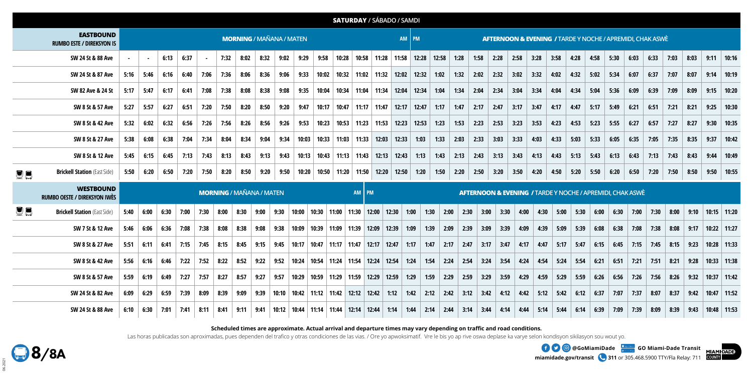## SATURDAY / SÁBADO / SAMDI

| EASTBOUND RUMBO ESTE / DIREKSYON IS | MORNING / MAÑANA / MATEN | | | | | | | | | | | | | | AM | PM | AFTERNOON & EVENING / TARDE Y NOCHE / APREMIDI, CHAK ASWÈ | | | | | | | | | | | | | | | |
|---|---|---|---|---|---|---|---|---|---|---|---|---|---|---|---|---|---|---|---|---|---|---|---|---|---|---|---|---|---|---|---|---|
| SW 24 St & 88 Ave | - | - | 6:13 | 6:37 | - | 7:32 | 8:02 | 8:32 | 9:02 | 9:29 | 9:58 | 10:28 | 10:58 | 11:28 | 11:58 | 12:28 | 12:58 | 1:28 | 1:58 | 2:28 | 2:58 | 3:28 | 3:58 | 4:28 | 4:58 | 5:30 | 6:03 | 6:33 | 7:03 | 8:03 | 9:11 | 10:16 |
| SW 24 St & 87 Ave | 5:16 | 5:46 | 6:16 | 6:40 | 7:06 | 7:36 | 8:06 | 8:36 | 9:06 | 9:33 | 10:02 | 10:32 | 11:02 | 11:32 | 12:02 | 12:32 | 1:02 | 1:32 | 2:02 | 2:32 | 3:02 | 3:32 | 4:02 | 4:32 | 5:02 | 5:34 | 6:07 | 6:37 | 7:07 | 8:07 | 9:14 | 10:19 |
| SW 82 Ave & 24 St | 5:17 | 5:47 | 6:17 | 6:41 | 7:08 | 7:38 | 8:08 | 8:38 | 9:08 | 9:35 | 10:04 | 10:34 | 11:04 | 11:34 | 12:04 | 12:34 | 1:04 | 1:34 | 2:04 | 2:34 | 3:04 | 3:34 | 4:04 | 4:34 | 5:04 | 5:36 | 6:09 | 6:39 | 7:09 | 8:09 | 9:15 | 10:20 |
| SW 8 St & 57 Ave | 5:27 | 5:57 | 6:27 | 6:51 | 7:20 | 7:50 | 8:20 | 8:50 | 9:20 | 9:47 | 10:17 | 10:47 | 11:17 | 11:47 | 12:17 | 12:47 | 1:17 | 1:47 | 2:17 | 2:47 | 3:17 | 3:47 | 4:17 | 4:47 | 5:17 | 5:49 | 6:21 | 6:51 | 7:21 | 8:21 | 9:25 | 10:30 |
| SW 8 St & 42 Ave | 5:32 | 6:02 | 6:32 | 6:56 | 7:26 | 7:56 | 8:26 | 8:56 | 9:26 | 9:53 | 10:23 | 10:53 | 11:23 | 11:53 | 12:23 | 12:53 | 1:23 | 1:53 | 2:23 | 2:53 | 3:23 | 3:53 | 4:23 | 4:53 | 5:23 | 5:55 | 6:27 | 6:57 | 7:27 | 8:27 | 9:30 | 10:35 |
| SW 8 St & 27 Ave | 5:38 | 6:08 | 6:38 | 7:04 | 7:34 | 8:04 | 8:34 | 9:04 | 9:34 | 10:03 | 10:33 | 11:03 | 11:33 | 12:03 | 12:33 | 1:03 | 1:33 | 2:03 | 2:33 | 3:03 | 3:33 | 4:03 | 4:33 | 5:03 | 5:33 | 6:05 | 6:35 | 7:05 | 7:35 | 8:35 | 9:37 | 10:42 |
| SW 8 St & 12 Ave | 5:45 | 6:15 | 6:45 | 7:13 | 7:43 | 8:13 | 8:43 | 9:13 | 9:43 | 10:13 | 10:43 | 11:13 | 11:43 | 12:13 | 12:43 | 1:13 | 1:43 | 2:13 | 2:43 | 3:13 | 3:43 | 4:13 | 4:43 | 5:13 | 5:43 | 6:13 | 6:43 | 7:13 | 7:43 | 8:43 | 9:44 | 10:49 |
| Brickell Station (East Side) | 5:50 | 6:20 | 6:50 | 7:20 | 7:50 | 8:20 | 8:50 | 9:20 | 9:50 | 10:20 | 10:50 | 11:20 | 11:50 | 12:20 | 12:50 | 1:20 | 1:50 | 2:20 | 2:50 | 3:20 | 3:50 | 4:20 | 4:50 | 5:20 | 5:50 | 6:20 | 6:50 | 7:20 | 7:50 | 8:50 | 9:50 | 10:55 |

| WESTBOUND RUMBO OESTE / DIREKSYON IWÈS | MORNING / MAÑANA / MATEN | | | | | | | | | | | | AM | PM | AFTERNOON & EVENING / TARDE Y NOCHE / APREMIDI, CHAK ASWÈ | | | | | | | | | | | | | | | | | | |
|---|---|---|---|---|---|---|---|---|---|---|---|---|---|---|---|---|---|---|---|---|---|---|---|---|---|---|---|---|---|---|---|---|---|
| Brickell Station (East Side) | 5:40 | 6:00 | 6:30 | 7:00 | 7:30 | 8:00 | 8:30 | 9:00 | 9:30 | 10:00 | 10:30 | 11:00 | 11:30 | 12:00 | 12:30 | 1:00 | 1:30 | 2:00 | 2:30 | 3:00 | 3:30 | 4:00 | 4:30 | 5:00 | 5:30 | 6:00 | 6:30 | 7:00 | 7:30 | 8:00 | 9:10 | 10:15 | 11:20 |
| SW 7 St & 12 Ave | 5:46 | 6:06 | 6:36 | 7:08 | 7:38 | 8:08 | 8:38 | 9:08 | 9:38 | 10:09 | 10:39 | 11:09 | 11:39 | 12:09 | 12:39 | 1:09 | 1:39 | 2:09 | 2:39 | 3:09 | 3:39 | 4:09 | 4:39 | 5:09 | 5:39 | 6:08 | 6:38 | 7:08 | 7:38 | 8:08 | 9:17 | 10:22 | 11:27 |
| SW 8 St & 27 Ave | 5:51 | 6:11 | 6:41 | 7:15 | 7:45 | 8:15 | 8:45 | 9:15 | 9:45 | 10:17 | 10:47 | 11:17 | 11:47 | 12:17 | 12:47 | 1:17 | 1:47 | 2:17 | 2:47 | 3:17 | 3:47 | 4:17 | 4:47 | 5:17 | 5:47 | 6:15 | 6:45 | 7:15 | 7:45 | 8:15 | 9:23 | 10:28 | 11:33 |
| SW 8 St & 42 Ave | 5:56 | 6:16 | 6:46 | 7:22 | 7:52 | 8:22 | 8:52 | 9:22 | 9:52 | 10:24 | 10:54 | 11:24 | 11:54 | 12:24 | 12:54 | 1:24 | 1:54 | 2:24 | 2:54 | 3:24 | 3:54 | 4:24 | 4:54 | 5:24 | 5:54 | 6:21 | 6:51 | 7:21 | 7:51 | 8:21 | 9:28 | 10:33 | 11:38 |
| SW 8 St & 57 Ave | 5:59 | 6:19 | 6:49 | 7:27 | 7:57 | 8:27 | 8:57 | 9:27 | 9:57 | 10:29 | 10:59 | 11:29 | 11:59 | 12:29 | 12:59 | 1:29 | 1:59 | 2:29 | 2:59 | 3:29 | 3:59 | 4:29 | 4:59 | 5:29 | 5:59 | 6:26 | 6:56 | 7:26 | 7:56 | 8:26 | 9:32 | 10:37 | 11:42 |
| SW 24 St & 82 Ave | 6:09 | 6:29 | 6:59 | 7:39 | 8:09 | 8:39 | 9:09 | 9:39 | 10:10 | 10:42 | 11:12 | 11:42 | 12:12 | 12:42 | 1:12 | 1:42 | 2:12 | 2:42 | 3:12 | 3:42 | 4:12 | 4:42 | 5:12 | 5:42 | 6:12 | 6:37 | 7:07 | 7:37 | 8:07 | 8:37 | 9:42 | 10:47 | 11:52 |
| SW 24 St & 88 Ave | 6:10 | 6:30 | 7:01 | 7:41 | 8:11 | 8:41 | 9:11 | 9:41 | 10:12 | 10:44 | 11:14 | 11:44 | 12:14 | 12:44 | 1:14 | 1:44 | 2:14 | 2:44 | 3:14 | 3:44 | 4:14 | 4:44 | 5:14 | 5:44 | 6:14 | 6:39 | 7:09 | 7:39 | 8:09 | 8:39 | 9:43 | 10:48 | 11:53 |

**Scheduled times are approximate. Actual arrival and departure times may vary depending on traffic and road conditions.**

Las horas publicadas son aproximadas, pues dependen del trafico y otras condiciones de las vias. / Ore yo apwoksimatif. Vre le bis yo ap rive oswa deplase ka varye selon kondisyon sikilasyon sou wout yo.

**8/8A**

@GoMiamiDade GO Miami-Dade Transit

miamidade.gov/transit 311 or 305.468.5900 TTY/Fla Relay: 711

MIAMI-DADE COUNTY

06.2021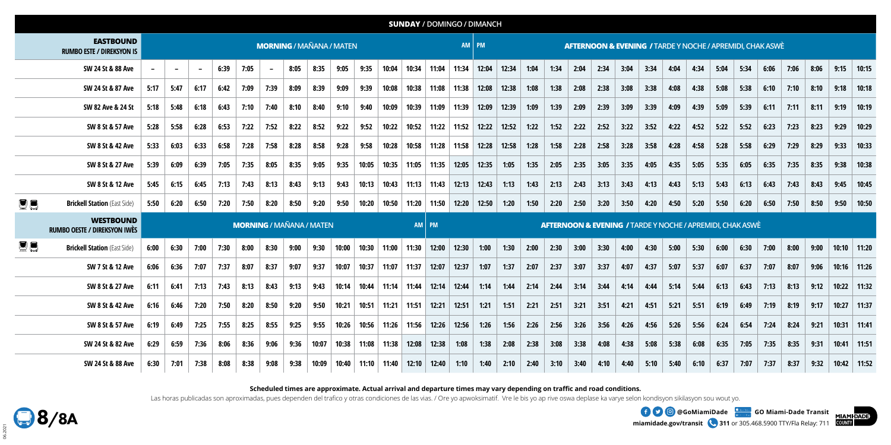## SUNDAY / DOMINGO / DIMANCH

| EASTBOUND RUMBO ESTE / DIREKSYON IS | MORNING / MAÑANA / MATEN | | | | | | | | | | | | | AM | PM | AFTERNOON & EVENING / TARDE Y NOCHE / APREMIDI, CHAK ASWÈ | | | | | | | | | | | | | | | | | |
|---|---|---|---|---|---|---|---|---|---|---|---|---|---|---|---|---|---|---|---|---|---|---|---|---|---|---|---|---|---|---|---|---|---|
| SW 24 St & 88 Ave | – | – | – | 6:39 | 7:05 | – | 8:05 | 8:35 | 9:05 | 9:35 | 10:04 | 10:34 | 11:04 | 11:34 | 12:04 | 12:34 | 1:04 | 1:34 | 2:04 | 2:34 | 3:04 | 3:34 | 4:04 | 4:34 | 5:04 | 5:34 | 6:06 | 7:06 | 8:06 | 9:15 | 10:15 |
| SW 24 St & 87 Ave | 5:17 | 5:47 | 6:17 | 6:42 | 7:09 | 7:39 | 8:09 | 8:39 | 9:09 | 9:39 | 10:08 | 10:38 | 11:08 | 11:38 | 12:08 | 12:38 | 1:08 | 1:38 | 2:08 | 2:38 | 3:08 | 3:38 | 4:08 | 4:38 | 5:08 | 5:38 | 6:10 | 7:10 | 8:10 | 9:18 | 10:18 |
| SW 82 Ave & 24 St | 5:18 | 5:48 | 6:18 | 6:43 | 7:10 | 7:40 | 8:10 | 8:40 | 9:10 | 9:40 | 10:09 | 10:39 | 11:09 | 11:39 | 12:09 | 12:39 | 1:09 | 1:39 | 2:09 | 2:39 | 3:09 | 3:39 | 4:09 | 4:39 | 5:09 | 5:39 | 6:11 | 7:11 | 8:11 | 9:19 | 10:19 |
| SW 8 St & 57 Ave | 5:28 | 5:58 | 6:28 | 6:53 | 7:22 | 7:52 | 8:22 | 8:52 | 9:22 | 9:52 | 10:22 | 10:52 | 11:22 | 11:52 | 12:22 | 12:52 | 1:22 | 1:52 | 2:22 | 2:52 | 3:22 | 3:52 | 4:22 | 4:52 | 5:22 | 5:52 | 6:23 | 7:23 | 8:23 | 9:29 | 10:29 |
| SW 8 St & 42 Ave | 5:33 | 6:03 | 6:33 | 6:58 | 7:28 | 7:58 | 8:28 | 8:58 | 9:28 | 9:58 | 10:28 | 10:58 | 11:28 | 11:58 | 12:28 | 12:58 | 1:28 | 1:58 | 2:28 | 2:58 | 3:28 | 3:58 | 4:28 | 4:58 | 5:28 | 5:58 | 6:29 | 7:29 | 8:29 | 9:33 | 10:33 |
| SW 8 St & 27 Ave | 5:39 | 6:09 | 6:39 | 7:05 | 7:35 | 8:05 | 8:35 | 9:05 | 9:35 | 10:05 | 10:35 | 11:05 | 11:35 | 12:05 | 12:35 | 1:05 | 1:35 | 2:05 | 2:35 | 3:05 | 3:35 | 4:05 | 4:35 | 5:05 | 5:35 | 6:05 | 6:35 | 7:35 | 8:35 | 9:38 | 10:38 |
| SW 8 St & 12 Ave | 5:45 | 6:15 | 6:45 | 7:13 | 7:43 | 8:13 | 8:43 | 9:13 | 9:43 | 10:13 | 10:43 | 11:13 | 11:43 | 12:13 | 12:43 | 1:13 | 1:43 | 2:13 | 2:43 | 3:13 | 3:43 | 4:13 | 4:43 | 5:13 | 5:43 | 6:13 | 6:43 | 7:43 | 8:43 | 9:45 | 10:45 |
| Brickell Station (East Side) | 5:50 | 6:20 | 6:50 | 7:20 | 7:50 | 8:20 | 8:50 | 9:20 | 9:50 | 10:20 | 10:50 | 11:20 | 11:50 | 12:20 | 12:50 | 1:20 | 1:50 | 2:20 | 2:50 | 3:20 | 3:50 | 4:20 | 4:50 | 5:20 | 5:50 | 6:20 | 6:50 | 7:50 | 8:50 | 9:50 | 10:50 |

| WESTBOUND RUMBO OESTE / DIREKSYON IWÈS | MORNING / MAÑANA / MATEN | | | | | | | | | | | AM | PM | AFTERNOON & EVENING / TARDE Y NOCHE / APREMIDI, CHAK ASWÈ | | | | | | | | | | | | | | | | | |
|---|---|---|---|---|---|---|---|---|---|---|---|---|---|---|---|---|---|---|---|---|---|---|---|---|---|---|---|---|---|---|---|
| Brickell Station (East Side) | 6:00 | 6:30 | 7:00 | 7:30 | 8:00 | 8:30 | 9:00 | 9:30 | 10:00 | 10:30 | 11:00 | 11:30 | 12:00 | 12:30 | 1:00 | 1:30 | 2:00 | 2:30 | 3:00 | 3:30 | 4:00 | 4:30 | 5:00 | 5:30 | 6:00 | 6:30 | 7:00 | 8:00 | 9:00 | 10:10 | 11:20 |
| SW 7 St & 12 Ave | 6:06 | 6:36 | 7:07 | 7:37 | 8:07 | 8:37 | 9:07 | 9:37 | 10:07 | 10:37 | 11:07 | 11:37 | 12:07 | 12:37 | 1:07 | 1:37 | 2:07 | 2:37 | 3:07 | 3:37 | 4:07 | 4:37 | 5:07 | 5:37 | 6:07 | 6:37 | 7:07 | 8:07 | 9:06 | 10:16 | 11:26 |
| SW 8 St & 27 Ave | 6:11 | 6:41 | 7:13 | 7:43 | 8:13 | 8:43 | 9:13 | 9:43 | 10:14 | 10:44 | 11:14 | 11:44 | 12:14 | 12:44 | 1:14 | 1:44 | 2:14 | 2:44 | 3:14 | 3:44 | 4:14 | 4:44 | 5:14 | 5:44 | 6:13 | 6:43 | 7:13 | 8:13 | 9:12 | 10:22 | 11:32 |
| SW 8 St & 42 Ave | 6:16 | 6:46 | 7:20 | 7:50 | 8:20 | 8:50 | 9:20 | 9:50 | 10:21 | 10:51 | 11:21 | 11:51 | 12:21 | 12:51 | 1:21 | 1:51 | 2:21 | 2:51 | 3:21 | 3:51 | 4:21 | 4:51 | 5:21 | 5:51 | 6:19 | 6:49 | 7:19 | 8:19 | 9:17 | 10:27 | 11:37 |
| SW 8 St & 57 Ave | 6:19 | 6:49 | 7:25 | 7:55 | 8:25 | 8:55 | 9:25 | 9:55 | 10:26 | 10:56 | 11:26 | 11:56 | 12:26 | 12:56 | 1:26 | 1:56 | 2:26 | 2:56 | 3:26 | 3:56 | 4:26 | 4:56 | 5:26 | 5:56 | 6:24 | 6:54 | 7:24 | 8:24 | 9:21 | 10:31 | 11:41 |
| SW 24 St & 82 Ave | 6:29 | 6:59 | 7:36 | 8:06 | 8:36 | 9:06 | 9:36 | 10:07 | 10:38 | 11:08 | 11:38 | 12:08 | 12:38 | 1:08 | 1:38 | 2:08 | 2:38 | 3:08 | 3:38 | 4:08 | 4:38 | 5:08 | 5:38 | 6:08 | 6:35 | 7:05 | 7:35 | 8:35 | 9:31 | 10:41 | 11:51 |
| SW 24 St & 88 Ave | 6:30 | 7:01 | 7:38 | 8:08 | 8:38 | 9:08 | 9:38 | 10:09 | 10:40 | 11:10 | 11:40 | 12:10 | 12:40 | 1:10 | 1:40 | 2:10 | 2:40 | 3:10 | 3:40 | 4:10 | 4:40 | 5:10 | 5:40 | 6:10 | 6:37 | 7:07 | 7:37 | 8:37 | 9:32 | 10:42 | 11:52 |

**Scheduled times are approximate. Actual arrival and departure times may vary depending on traffic and road conditions.**

Las horas publicadas son aproximadas, pues dependen del trafico y otras condiciones de las vias. / Ore yo apwoksimatif. Vre le bis yo ap rive oswa deplase ka varye selon kondisyon sikilasyon sou wout yo.

8/8A

@GoMiamiDade GO Miami-Dade Transit

miamidade.gov/transit 311 or 305.468.5900 TTY/Fla Relay: 711

06.2021